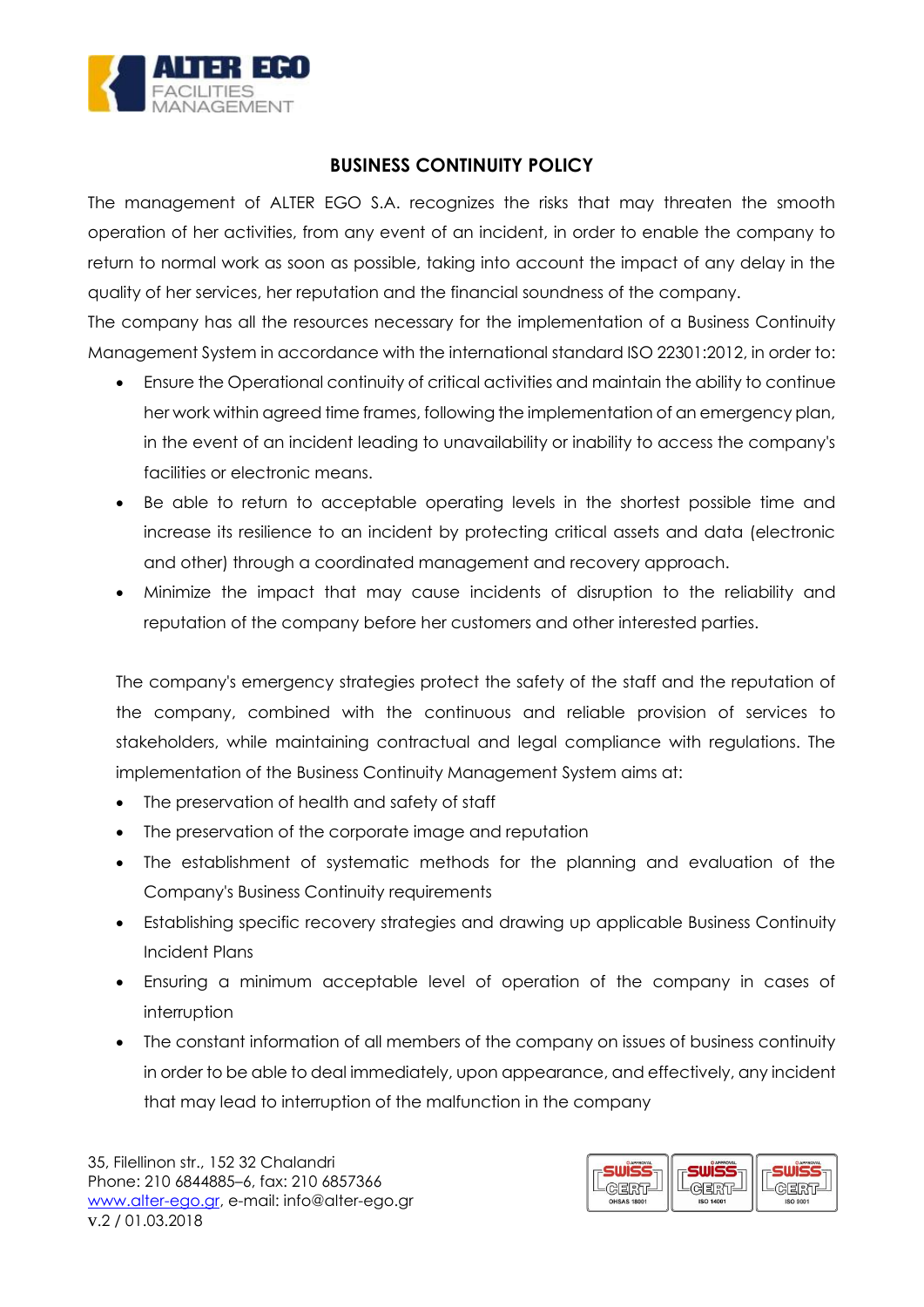# BUSINESS CONTINUITY POLICY

The management of ALTER EGO S.A. recognizes the risks that may threaten the smooth operation of her activities, from any event of an incident, in order to enable the company to return to normal work as soon as possible, taking into account the impact of any delay in the quality of her services, her reputation and the financial soundness of the company.

The company has all the resources necessary for the implementation of a Business Continuity Management System in accordance with the international standard ISO 22301:2012, in order to:

- Ensure the Operational continuity of critical activities and maintain the ability to continue her work within agreed time frames, following the implementation of an emergency plan, in the event of an incident leading to unavailability or inability to access the company's facilities or electronic means.
- Be able to return to acceptable operating levels in the shortest possible time and increase its resilience to an incident by protecting critical assets and data (electronic and other) through a coordinated management and recovery approach.
- Minimize the impact that may cause incidents of disruption to the reliability and reputation of the company before her customers and other interested parties.

The company's emergency strategies protect the safety of the staff and the reputation of the company, combined with the continuous and reliable provision of services to stakeholders, while maintaining contractual and legal compliance with regulations. The implementation of the Business Continuity Management System aims at:

- The preservation of health and safety of staff
- The preservation of the corporate image and reputation
- The establishment of systematic methods for the planning and evaluation of the Company's Business Continuity requirements
- Establishing specific recovery strategies and drawing up applicable Business Continuity Incident Plans
- Ensuring a minimum acceptable level of operation of the company in cases of interruption
- The constant information of all members of the company on issues of business continuity in order to be able to deal immediately, upon appearance, and effectively, any incident that may lead to interruption of the malfunction in the company

35, Filellinon str., 152 32 Chalandri
Phone: 210 6844885–6, fax: 210 6857366
www.alter-ego.gr, e-mail: info@alter-ego.gr
v.2 / 01.03.2018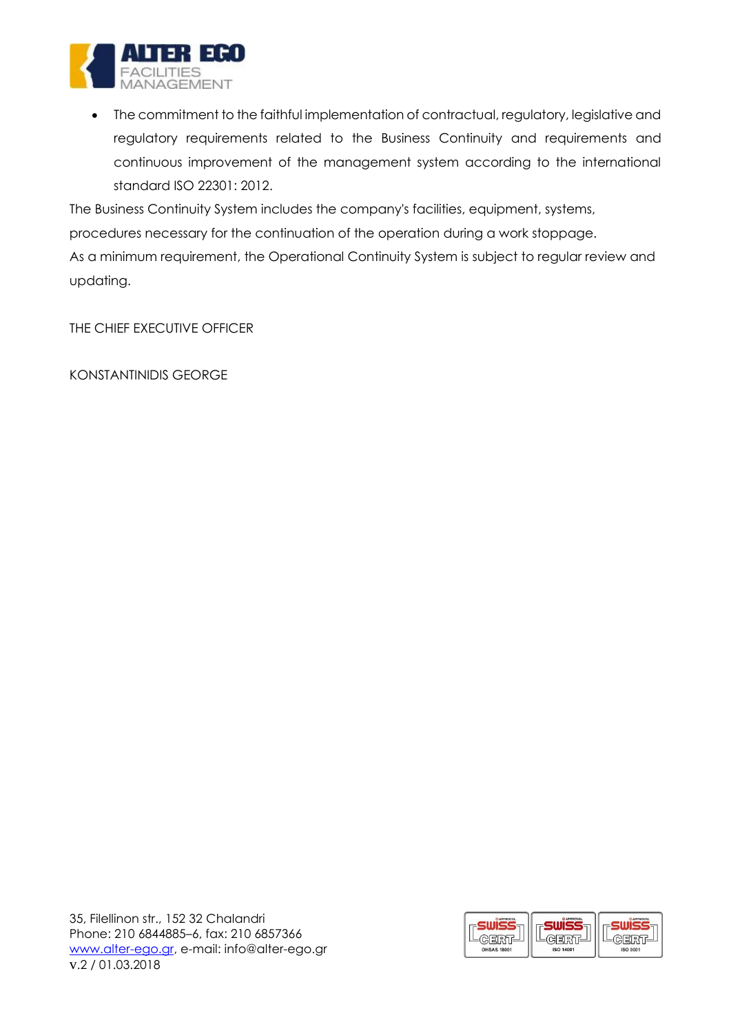- The commitment to the faithful implementation of contractual, regulatory, legislative and regulatory requirements related to the Business Continuity and requirements and continuous improvement of the management system according to the international standard ISO 22301: 2012.

The Business Continuity System includes the company's facilities, equipment, systems, procedures necessary for the continuation of the operation during a work stoppage.

As a minimum requirement, the Operational Continuity System is subject to regular review and updating.

THE CHIEF EXECUTIVE OFFICER

KONSTANTINIDIS GEORGE